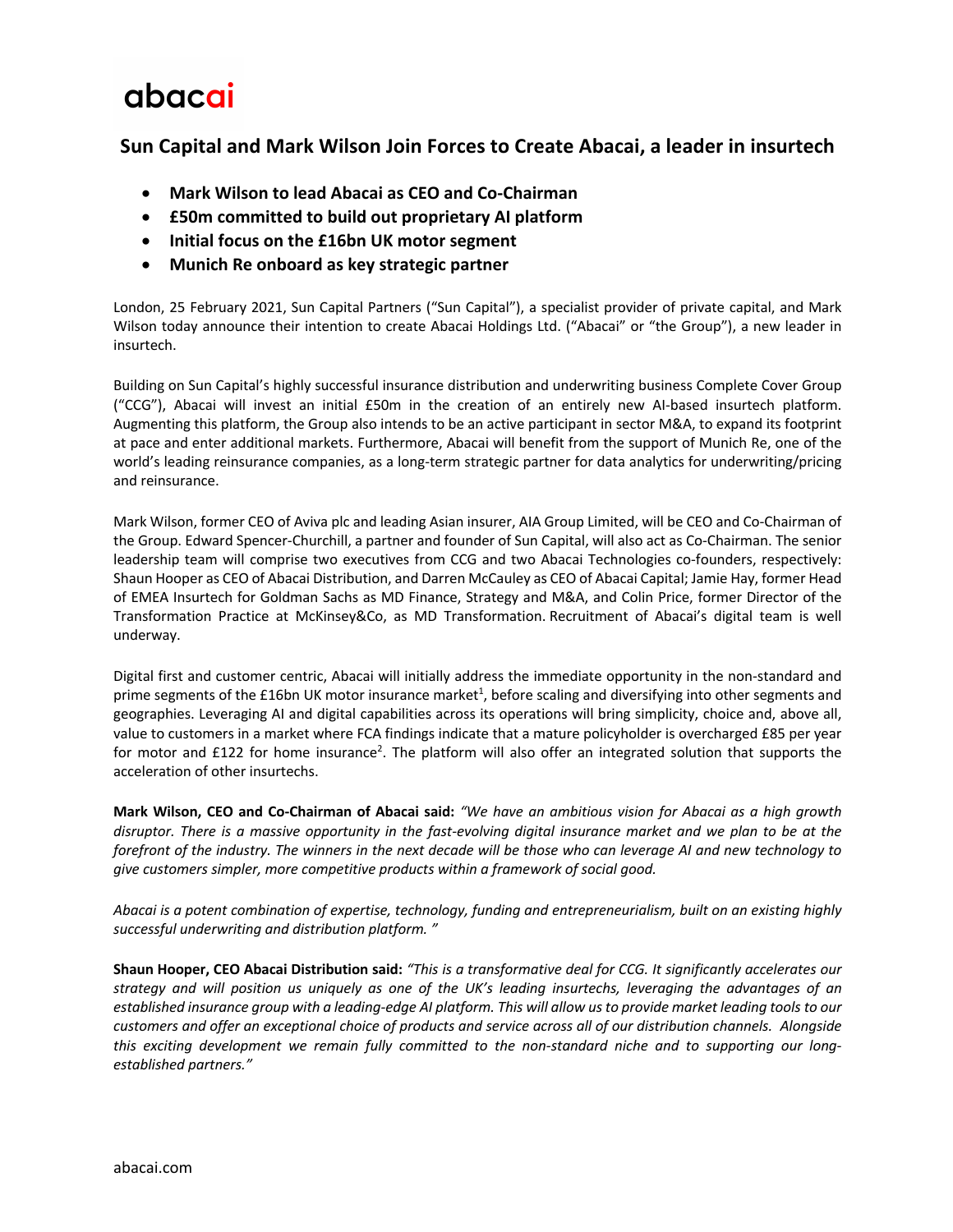# abacai

## Sun Capital and Mark Wilson Join Forces to Create Abacai, a leader in insurtech

- **Mark Wilson to lead Abacai as CEO and Co-Chairman**
- **£50m committed to build out proprietary AI platform**
- **Initial focus on the £16bn UK motor segment**
- **Munich Re onboard as key strategic partner**

London, 25 February 2021, Sun Capital Partners ("Sun Capital"), a specialist provider of private capital, and Mark Wilson today announce their intention to create Abacai Holdings Ltd. ("Abacai" or "the Group"), a new leader in insurtech.

Building on Sun Capital's highly successful insurance distribution and underwriting business Complete Cover Group ("CCG"), Abacai will invest an initial £50m in the creation of an entirely new AI-based insurtech platform. Augmenting this platform, the Group also intends to be an active participant in sector M&A, to expand its footprint at pace and enter additional markets. Furthermore, Abacai will benefit from the support of Munich Re, one of the world's leading reinsurance companies, as a long-term strategic partner for data analytics for underwriting/pricing and reinsurance.

Mark Wilson, former CEO of Aviva plc and leading Asian insurer, AIA Group Limited, will be CEO and Co-Chairman of the Group. Edward Spencer-Churchill, a partner and founder of Sun Capital, will also act as Co-Chairman. The senior leadership team will comprise two executives from CCG and two Abacai Technologies co-founders, respectively: Shaun Hooper as CEO of Abacai Distribution, and Darren McCauley as CEO of Abacai Capital; Jamie Hay, former Head of EMEA Insurtech for Goldman Sachs as MD Finance, Strategy and M&A, and Colin Price, former Director of the Transformation Practice at McKinsey&Co, as MD Transformation. Recruitment of Abacai's digital team is well underway.

Digital first and customer centric, Abacai will initially address the immediate opportunity in the non-standard and prime segments of the £16bn UK motor insurance market[1], before scaling and diversifying into other segments and geographies. Leveraging AI and digital capabilities across its operations will bring simplicity, choice and, above all, value to customers in a market where FCA findings indicate that a mature policyholder is overcharged £85 per year for motor and £122 for home insurance[2]. The platform will also offer an integrated solution that supports the acceleration of other insurtechs.

**Mark Wilson, CEO and Co-Chairman of Abacai said:** *"We have an ambitious vision for Abacai as a high growth disruptor. There is a massive opportunity in the fast-evolving digital insurance market and we plan to be at the forefront of the industry. The winners in the next decade will be those who can leverage AI and new technology to give customers simpler, more competitive products within a framework of social good.*

*Abacai is a potent combination of expertise, technology, funding and entrepreneurialism, built on an existing highly successful underwriting and distribution platform. "*

**Shaun Hooper, CEO Abacai Distribution said:** *"This is a transformative deal for CCG. It significantly accelerates our strategy and will position us uniquely as one of the UK's leading insurtechs, leveraging the advantages of an established insurance group with a leading-edge AI platform. This will allow us to provide market leading tools to our customers and offer an exceptional choice of products and service across all of our distribution channels. Alongside this exciting development we remain fully committed to the non-standard niche and to supporting our long-established partners."*

abacai.com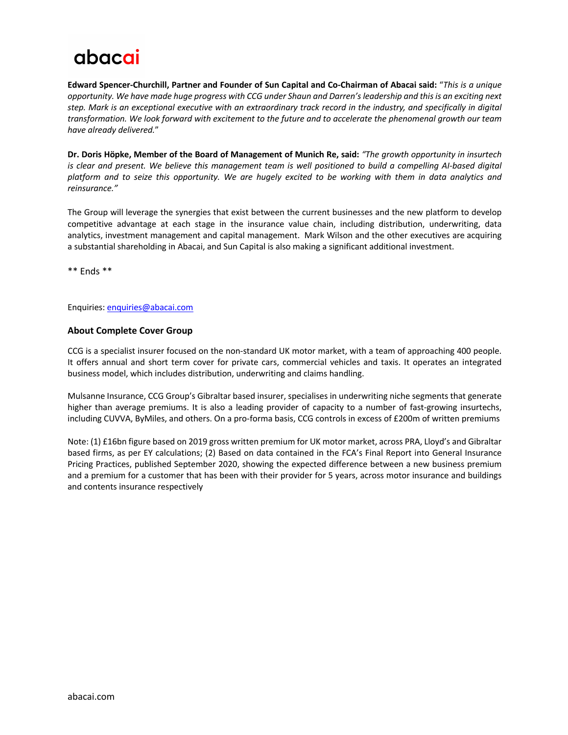**Edward Spencer-Churchill, Partner and Founder of Sun Capital and Co-Chairman of Abacai said:** "*This is a unique opportunity. We have made huge progress with CCG under Shaun and Darren's leadership and this is an exciting next step. Mark is an exceptional executive with an extraordinary track record in the industry, and specifically in digital transformation. We look forward with excitement to the future and to accelerate the phenomenal growth our team have already delivered.*"

**Dr. Doris Höpke, Member of the Board of Management of Munich Re, said:** *"The growth opportunity in insurtech is clear and present. We believe this management team is well positioned to build a compelling AI-based digital platform and to seize this opportunity. We are hugely excited to be working with them in data analytics and reinsurance."*

The Group will leverage the synergies that exist between the current businesses and the new platform to develop competitive advantage at each stage in the insurance value chain, including distribution, underwriting, data analytics, investment management and capital management. Mark Wilson and the other executives are acquiring a substantial shareholding in Abacai, and Sun Capital is also making a significant additional investment.

** Ends **

Enquiries: enquiries@abacai.com

### About Complete Cover Group

CCG is a specialist insurer focused on the non-standard UK motor market, with a team of approaching 400 people. It offers annual and short term cover for private cars, commercial vehicles and taxis. It operates an integrated business model, which includes distribution, underwriting and claims handling.

Mulsanne Insurance, CCG Group's Gibraltar based insurer, specialises in underwriting niche segments that generate higher than average premiums. It is also a leading provider of capacity to a number of fast-growing insurtechs, including CUVVA, ByMiles, and others. On a pro-forma basis, CCG controls in excess of £200m of written premiums

Note: (1) £16bn figure based on 2019 gross written premium for UK motor market, across PRA, Lloyd's and Gibraltar based firms, as per EY calculations; (2) Based on data contained in the FCA's Final Report into General Insurance Pricing Practices, published September 2020, showing the expected difference between a new business premium and a premium for a customer that has been with their provider for 5 years, across motor insurance and buildings and contents insurance respectively